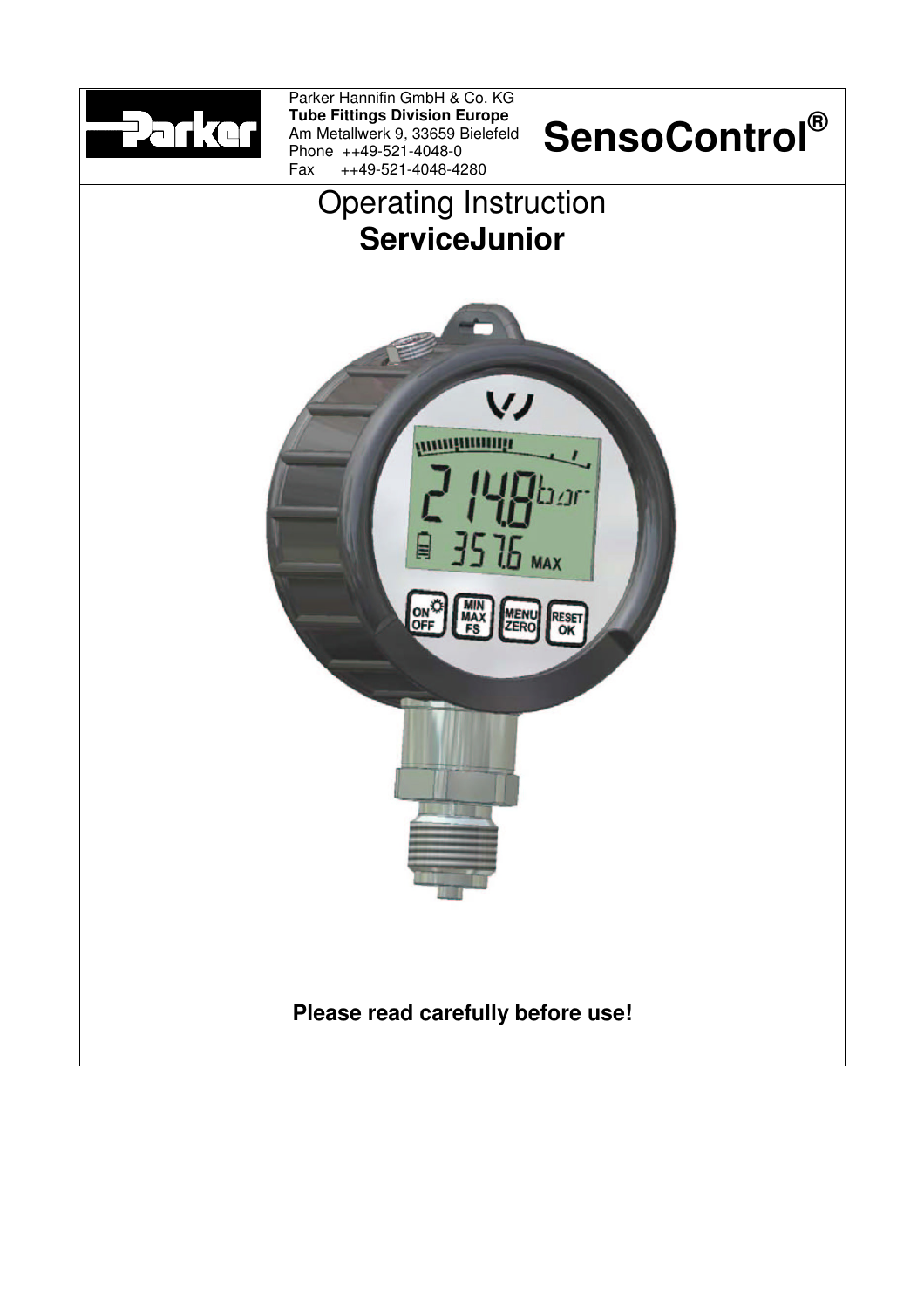Parker Hannifin GmbH & Co. KG
**Tube Fittings Division Europe**
Am Metallwerk 9, 33659 Bielefeld
Phone ++49-521-4048-0
Fax ++49-521-4048-4280

# SensoControl®

# Operating Instruction
# **ServiceJunior**

**Please read carefully before use!**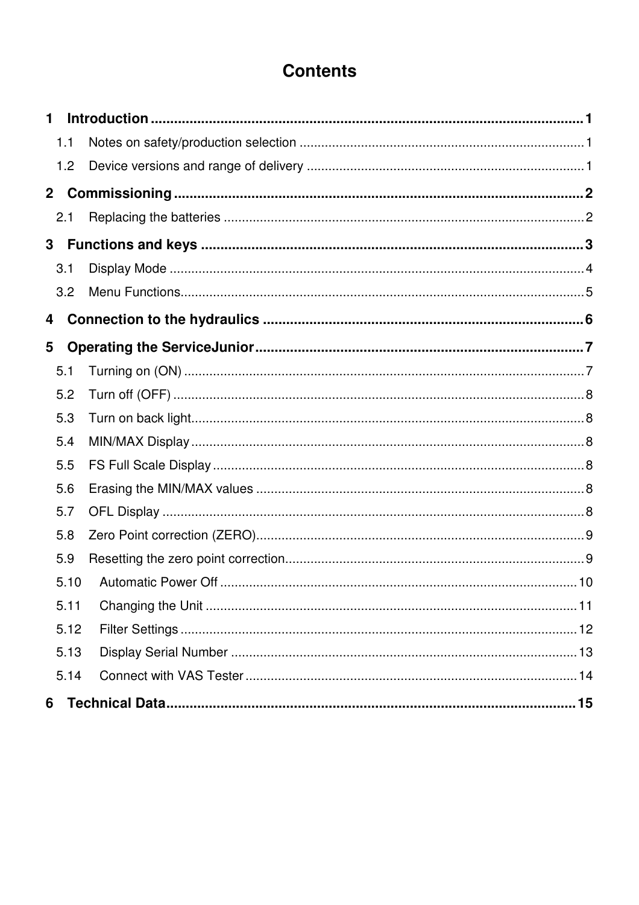# Contents

**1 Introduction** .......... 1

- 1.1 Notes on safety/production selection .......... 1
- 1.2 Device versions and range of delivery .......... 1

**2 Commissioning** .......... 2

- 2.1 Replacing the batteries .......... 2

**3 Functions and keys** .......... 3

- 3.1 Display Mode .......... 4
- 3.2 Menu Functions .......... 5

**4 Connection to the hydraulics** .......... 6

**5 Operating the ServiceJunior** .......... 7

- 5.1 Turning on (ON) .......... 7
- 5.2 Turn off (OFF) .......... 8
- 5.3 Turn on back light .......... 8
- 5.4 MIN/MAX Display .......... 8
- 5.5 FS Full Scale Display .......... 8
- 5.6 Erasing the MIN/MAX values .......... 8
- 5.7 OFL Display .......... 8
- 5.8 Zero Point correction (ZERO) .......... 9
- 5.9 Resetting the zero point correction .......... 9
- 5.10 Automatic Power Off .......... 10
- 5.11 Changing the Unit .......... 11
- 5.12 Filter Settings .......... 12
- 5.13 Display Serial Number .......... 13
- 5.14 Connect with VAS Tester .......... 14

**6 Technical Data** .......... 15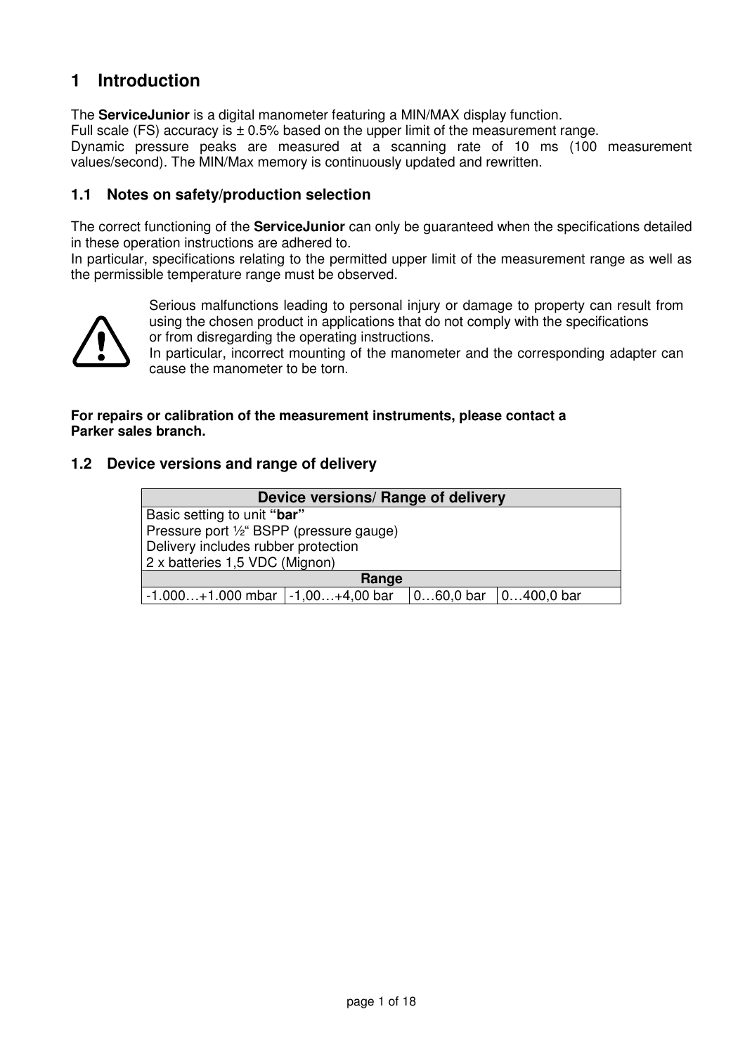# 1 Introduction

The **ServiceJunior** is a digital manometer featuring a MIN/MAX display function.
Full scale (FS) accuracy is ± 0.5% based on the upper limit of the measurement range.
Dynamic pressure peaks are measured at a scanning rate of 10 ms (100 measurement values/second). The MIN/Max memory is continuously updated and rewritten.

## 1.1 Notes on safety/production selection

The correct functioning of the **ServiceJunior** can only be guaranteed when the specifications detailed in these operation instructions are adhered to.
In particular, specifications relating to the permitted upper limit of the measurement range as well as the permissible temperature range must be observed.

Serious malfunctions leading to personal injury or damage to property can result from using the chosen product in applications that do not comply with the specifications or from disregarding the operating instructions.
In particular, incorrect mounting of the manometer and the corresponding adapter can cause the manometer to be torn.

**For repairs or calibration of the measurement instruments, please contact a Parker sales branch.**

## 1.2 Device versions and range of delivery

| Device versions/ Range of delivery | | | |
|---|---|---|---|
| Basic setting to unit **"bar"**<br>Pressure port ½" BSPP (pressure gauge)<br>Delivery includes rubber protection<br>2 x batteries 1,5 VDC (Mignon) | | | |
| **Range** | | | |
| -1.000…+1.000 mbar | -1,00…+4,00 bar | 0…60,0 bar | 0…400,0 bar |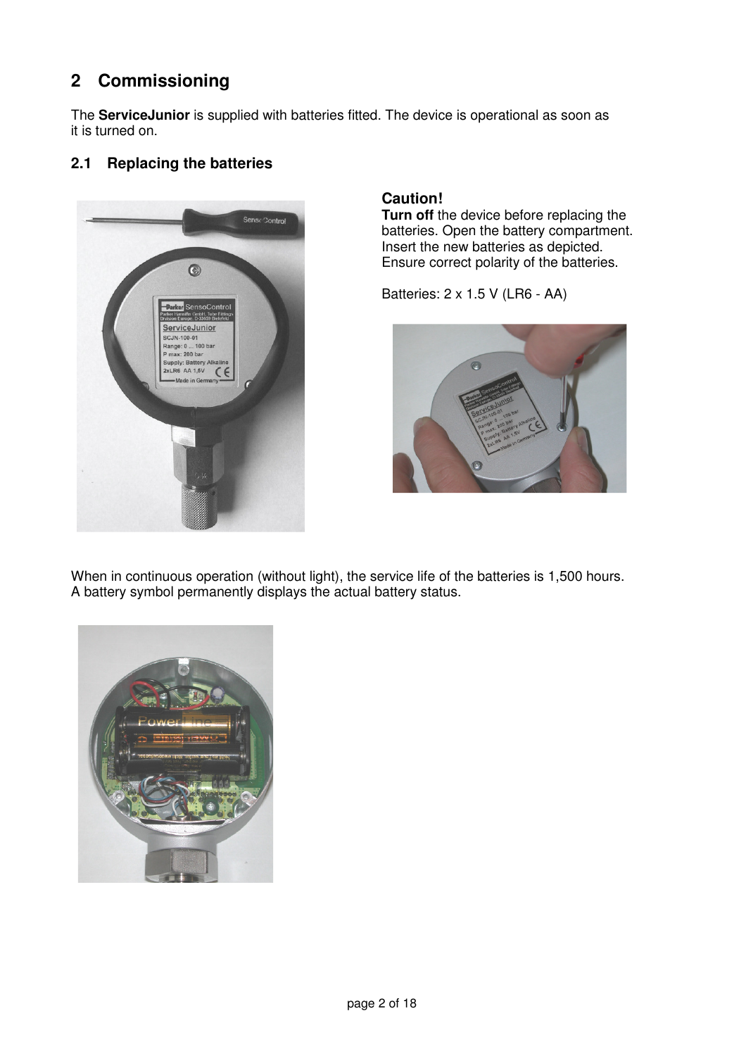# 2 Commissioning

The **ServiceJunior** is supplied with batteries fitted. The device is operational as soon as it is turned on.

## 2.1 Replacing the batteries

**Caution!**
**Turn off** the device before replacing the batteries. Open the battery compartment. Insert the new batteries as depicted. Ensure correct polarity of the batteries.

Batteries: 2 x 1.5 V (LR6 - AA)

When in continuous operation (without light), the service life of the batteries is 1,500 hours. A battery symbol permanently displays the actual battery status.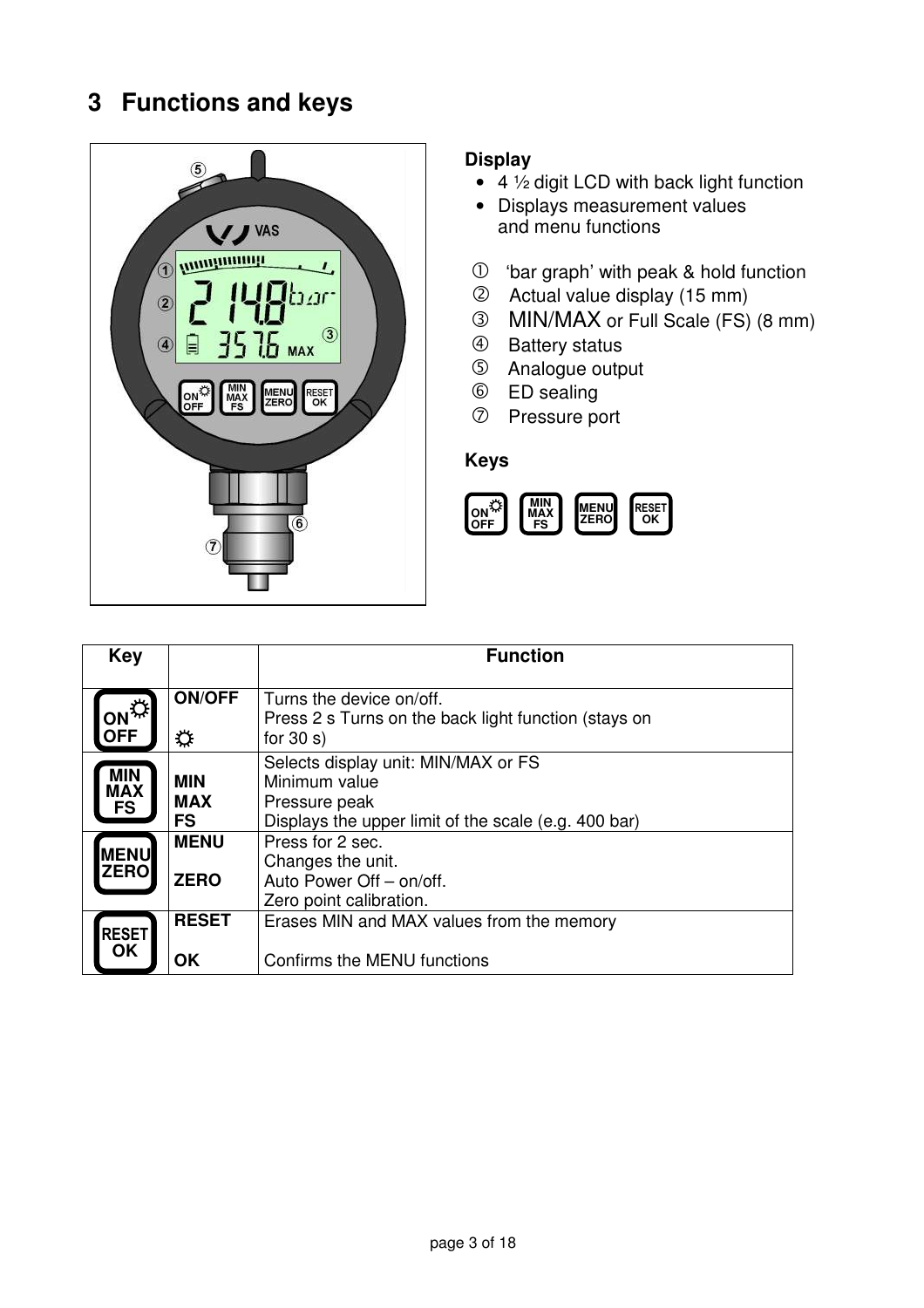# 3 Functions and keys

**Display**

- 4 ½ digit LCD with back light function
- Displays measurement values and menu functions

① 'bar graph' with peak & hold function
② Actual value display (15 mm)
③ MIN/MAX or Full Scale (FS) (8 mm)
④ Battery status
⑤ Analogue output
⑥ ED sealing
⑦ Pressure port

**Keys**

ON/OFF | MIN MAX FS | MENU ZERO | RESET OK

| Key | | Function |
|---|---|---|
| ON/OFF | **ON/OFF**<br>☼ | Turns the device on/off.<br>Press 2 s Turns on the back light function (stays on for 30 s) |
| MIN MAX FS | **MIN**<br>**MAX**<br>**FS** | Selects display unit: MIN/MAX or FS<br>Minimum value<br>Pressure peak<br>Displays the upper limit of the scale (e.g. 400 bar) |
| MENU ZERO | **MENU**<br><br>**ZERO** | Press for 2 sec.<br>Changes the unit.<br>Auto Power Off – on/off.<br>Zero point calibration. |
| RESET OK | **RESET**<br><br>**OK** | Erases MIN and MAX values from the memory<br><br>Confirms the MENU functions |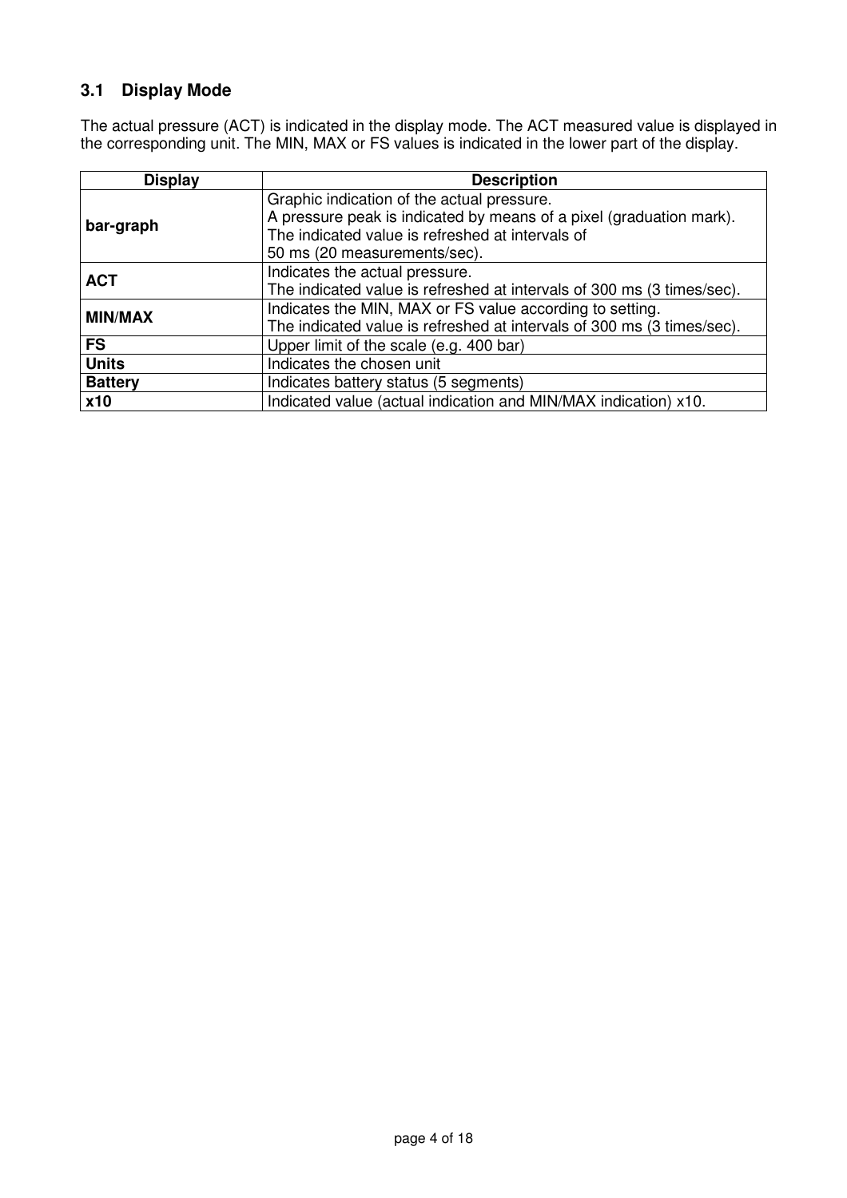### 3.1 Display Mode

The actual pressure (ACT) is indicated in the display mode. The ACT measured value is displayed in the corresponding unit. The MIN, MAX or FS values is indicated in the lower part of the display.

| Display | Description |
|---|---|
| **bar-graph** | Graphic indication of the actual pressure.<br>A pressure peak is indicated by means of a pixel (graduation mark).<br>The indicated value is refreshed at intervals of<br>50 ms (20 measurements/sec). |
| **ACT** | Indicates the actual pressure.<br>The indicated value is refreshed at intervals of 300 ms (3 times/sec). |
| **MIN/MAX** | Indicates the MIN, MAX or FS value according to setting.<br>The indicated value is refreshed at intervals of 300 ms (3 times/sec). |
| **FS** | Upper limit of the scale (e.g. 400 bar) |
| **Units** | Indicates the chosen unit |
| **Battery** | Indicates battery status (5 segments) |
| **x10** | Indicated value (actual indication and MIN/MAX indication) x10. |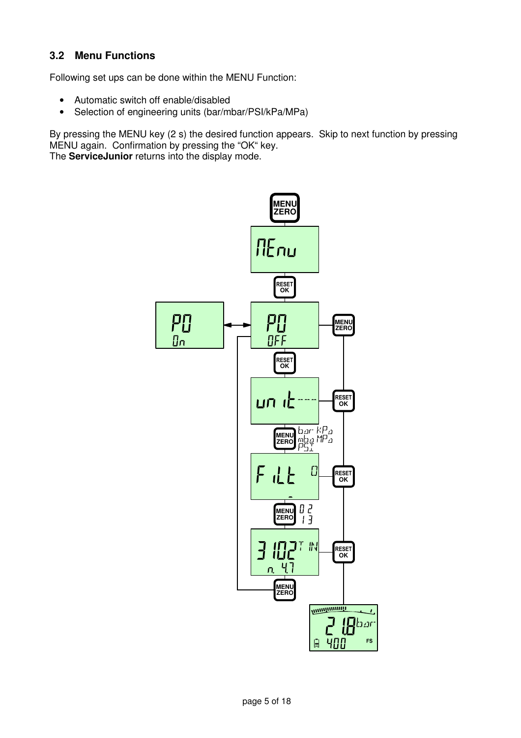### 3.2 Menu Functions

Following set ups can be done within the MENU Function:

- Automatic switch off enable/disabled
- Selection of engineering units (bar/mbar/PSI/kPa/MPa)

By pressing the MENU key (2 s) the desired function appears. Skip to next function by pressing MENU again. Confirmation by pressing the "OK" key.
The **ServiceJunior** returns into the display mode.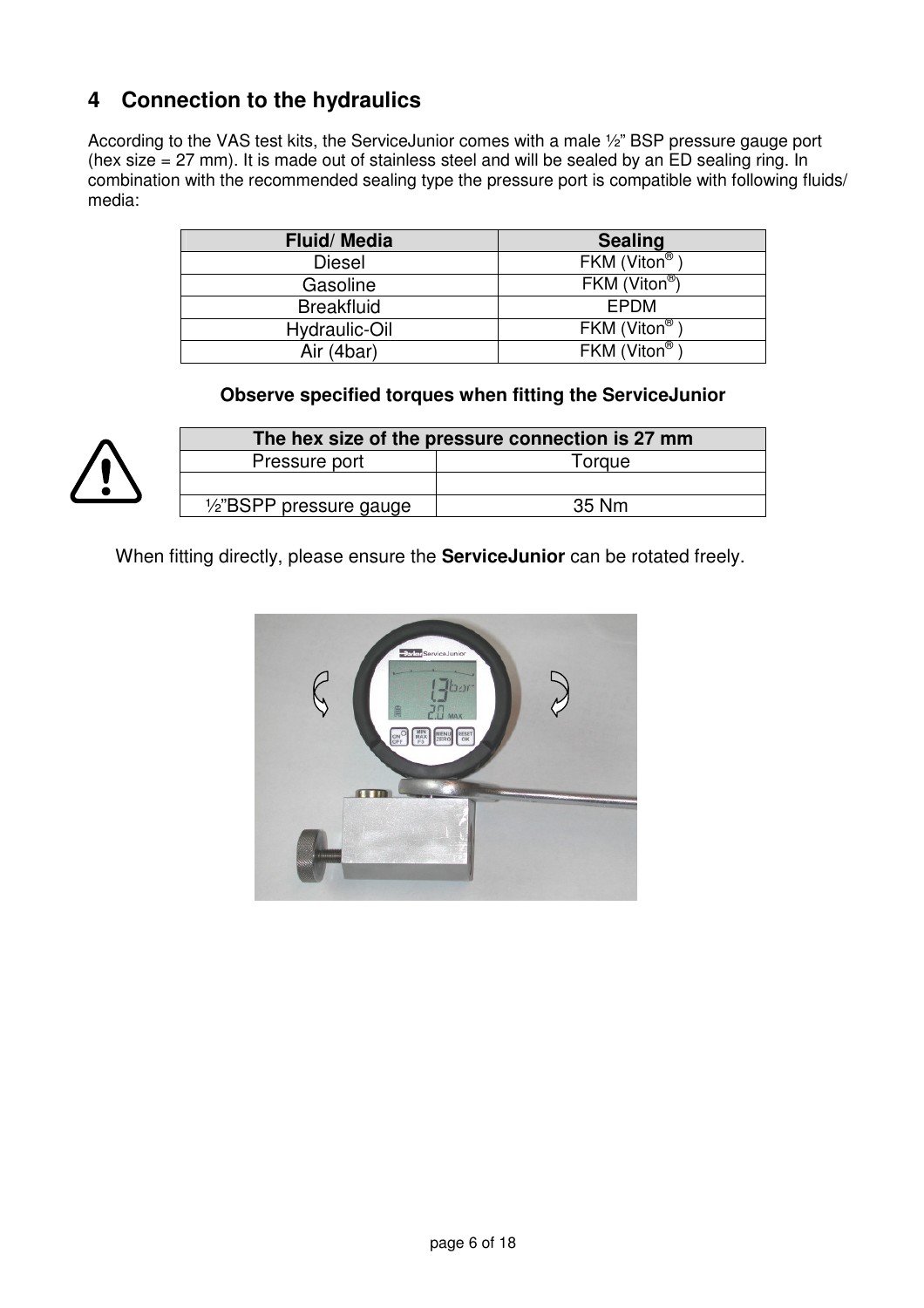# 4 Connection to the hydraulics

According to the VAS test kits, the ServiceJunior comes with a male ½" BSP pressure gauge port (hex size = 27 mm). It is made out of stainless steel and will be sealed by an ED sealing ring. In combination with the recommended sealing type the pressure port is compatible with following fluids/ media:

| Fluid/ Media | Sealing |
|---|---|
| Diesel | FKM (Viton® ) |
| Gasoline | FKM (Viton®) |
| Breakfluid | EPDM |
| Hydraulic-Oil | FKM (Viton® ) |
| Air (4bar) | FKM (Viton® ) |

**Observe specified torques when fitting the ServiceJunior**

| The hex size of the pressure connection is 27 mm | |
|---|---|
| Pressure port | Torque |
| | |
| ½"BSPP pressure gauge | 35 Nm |

When fitting directly, please ensure the **ServiceJunior** can be rotated freely.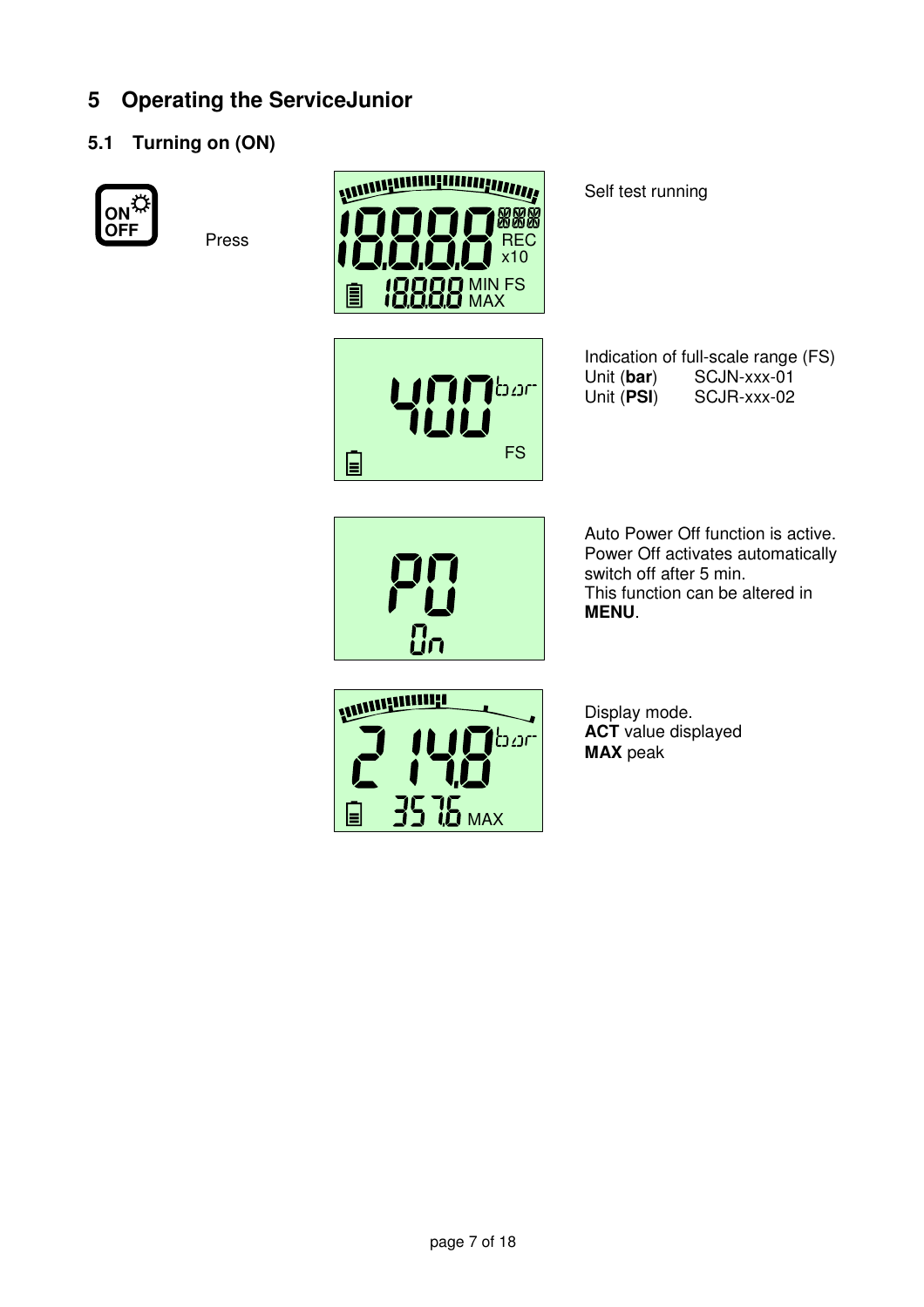# 5 Operating the ServiceJunior

## 5.1 Turning on (ON)

Press

Self test running

Indication of full-scale range (FS)
Unit (**bar**) SCJN-xxx-01
Unit (**PSI**) SCJR-xxx-02

Auto Power Off function is active.
Power Off activates automatically switch off after 5 min.
This function can be altered in **MENU**.

Display mode.
**ACT** value displayed
**MAX** peak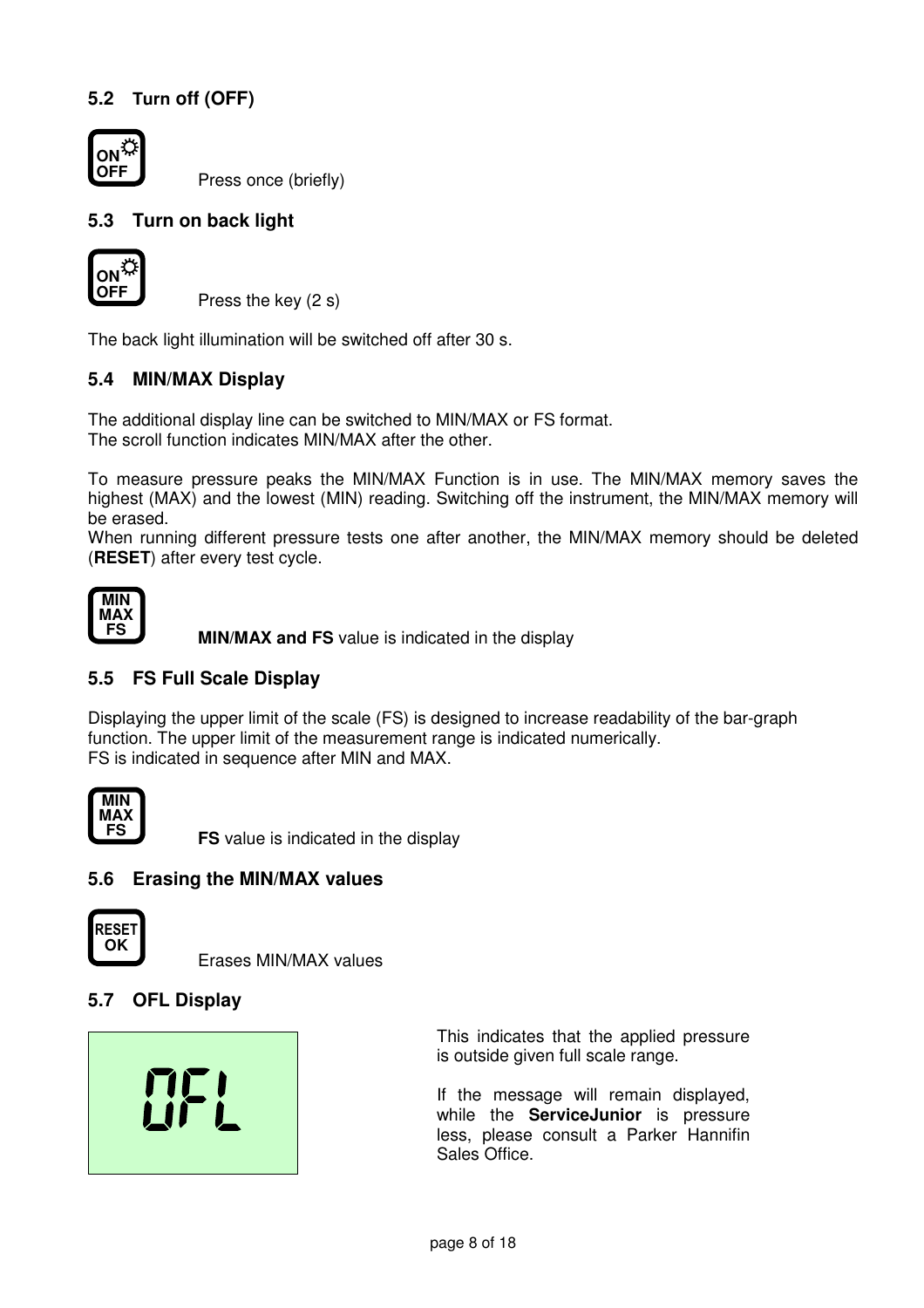### 5.2 Turn off (OFF)

ON OFF

Press once (briefly)

### 5.3 Turn on back light

ON OFF

Press the key (2 s)

The back light illumination will be switched off after 30 s.

### 5.4 MIN/MAX Display

The additional display line can be switched to MIN/MAX or FS format.
The scroll function indicates MIN/MAX after the other.

To measure pressure peaks the MIN/MAX Function is in use. The MIN/MAX memory saves the highest (MAX) and the lowest (MIN) reading. Switching off the instrument, the MIN/MAX memory will be erased.
When running different pressure tests one after another, the MIN/MAX memory should be deleted (**RESET**) after every test cycle.

MIN MAX FS

**MIN/MAX and FS** value is indicated in the display

### 5.5 FS Full Scale Display

Displaying the upper limit of the scale (FS) is designed to increase readability of the bar-graph function. The upper limit of the measurement range is indicated numerically.
FS is indicated in sequence after MIN and MAX.

MIN MAX FS

**FS** value is indicated in the display

### 5.6 Erasing the MIN/MAX values

RESET OK

Erases MIN/MAX values

### 5.7 OFL Display

OFL

This indicates that the applied pressure is outside given full scale range.

If the message will remain displayed, while the **ServiceJunior** is pressure less, please consult a Parker Hannifin Sales Office.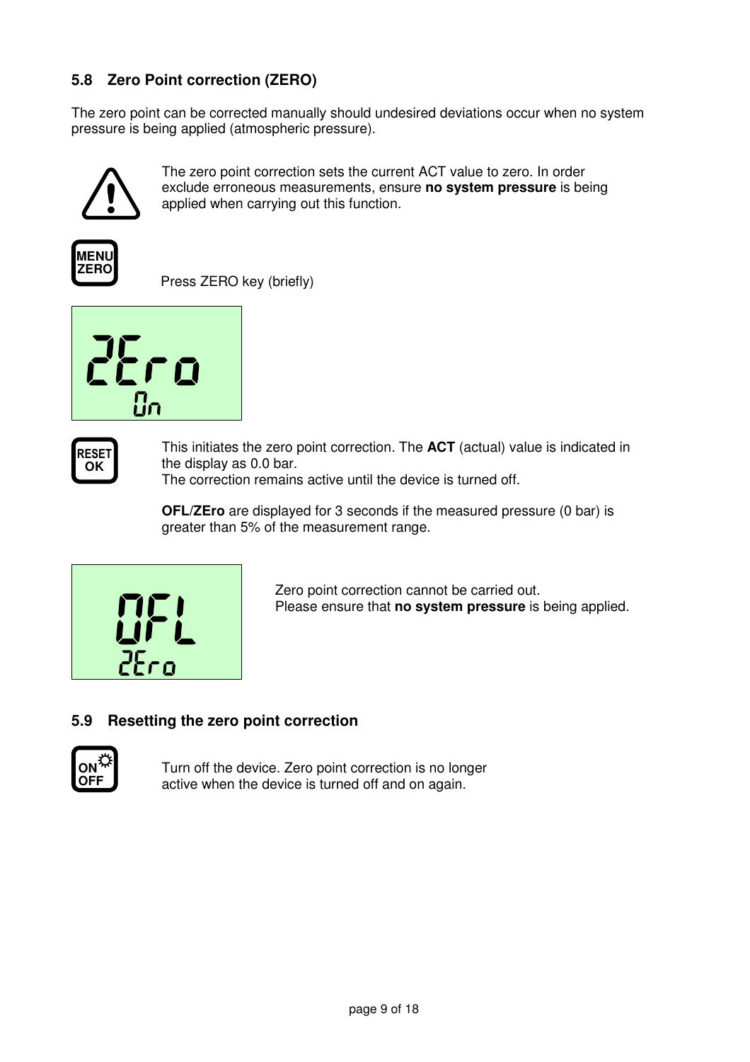### 5.8 Zero Point correction (ZERO)

The zero point can be corrected manually should undesired deviations occur when no system pressure is being applied (atmospheric pressure).

The zero point correction sets the current ACT value to zero. In order exclude erroneous measurements, ensure **no system pressure** is being applied when carrying out this function.

MENU ZERO

Press ZERO key (briefly)

zEro
On

RESET OK

This initiates the zero point correction. The **ACT** (actual) value is indicated in the display as 0.0 bar.
The correction remains active until the device is turned off.

**OFL/ZEro** are displayed for 3 seconds if the measured pressure (0 bar) is greater than 5% of the measurement range.

OFL
zEro

Zero point correction cannot be carried out.
Please ensure that **no system pressure** is being applied.

### 5.9 Resetting the zero point correction

ON OFF

Turn off the device. Zero point correction is no longer active when the device is turned off and on again.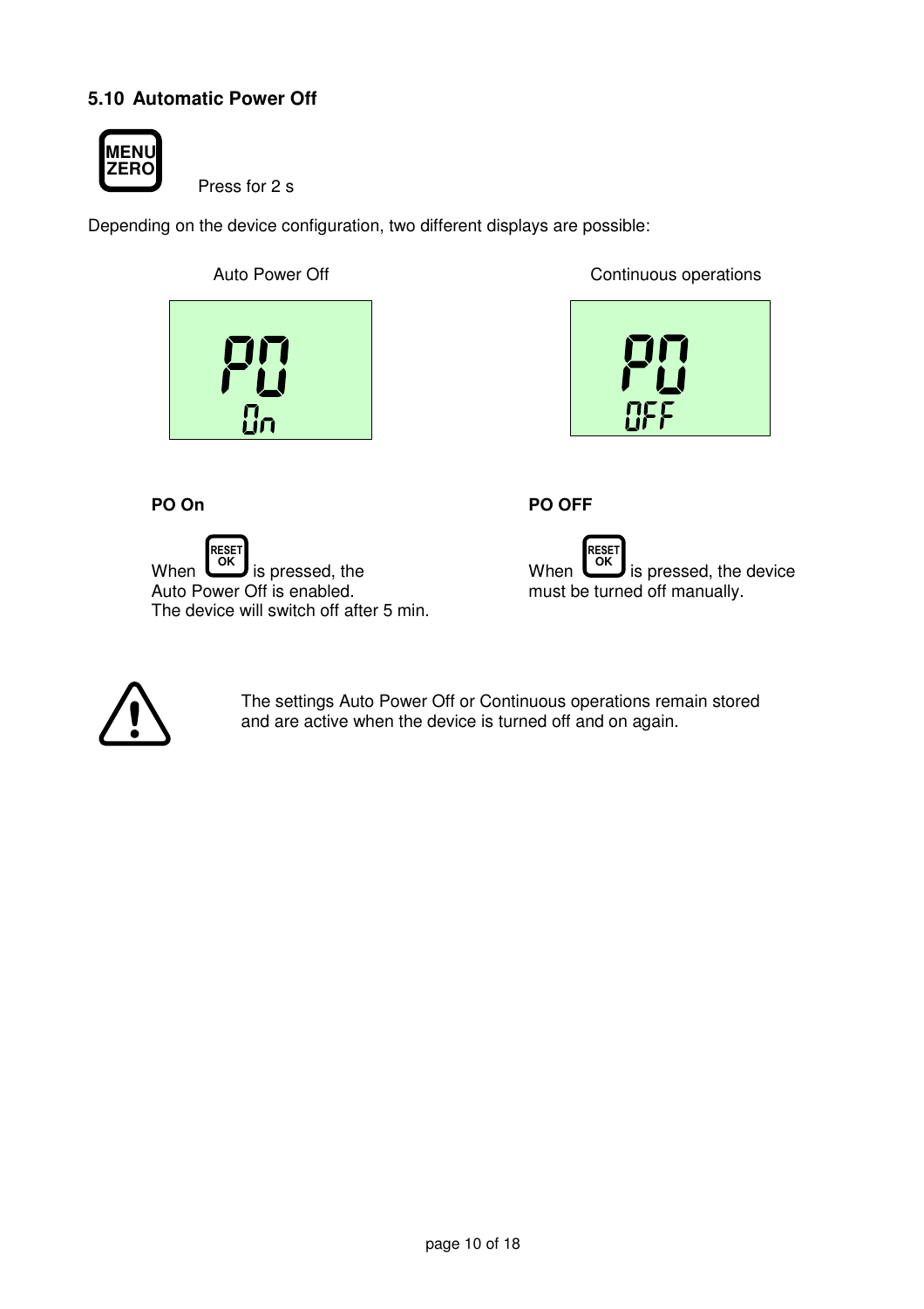## 5.10 Automatic Power Off

MENU ZERO Press for 2 s

Depending on the device configuration, two different displays are possible:

Auto Power Off

PO
On

Continuous operations

PO
OFF

**PO On**

When RESET OK is pressed, the Auto Power Off is enabled.
The device will switch off after 5 min.

**PO OFF**

When RESET OK is pressed, the device must be turned off manually.

The settings Auto Power Off or Continuous operations remain stored and are active when the device is turned off and on again.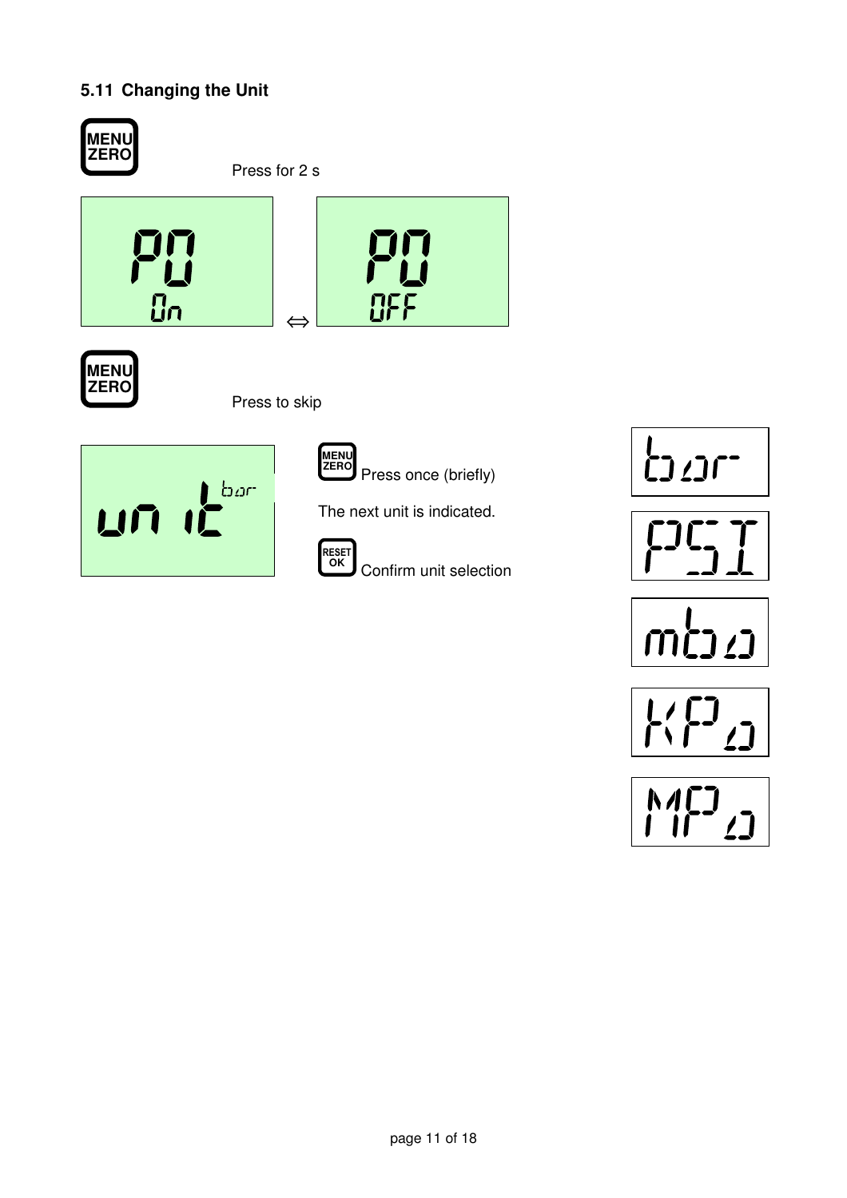### 5.11 Changing the Unit

MENU ZERO

Press for 2 s

PO On ⇔ PO OFF

MENU ZERO

Press to skip

unit bar

MENU ZERO Press once (briefly)

The next unit is indicated.

RESET OK Confirm unit selection

bar

PSI

mba

KPa

MPa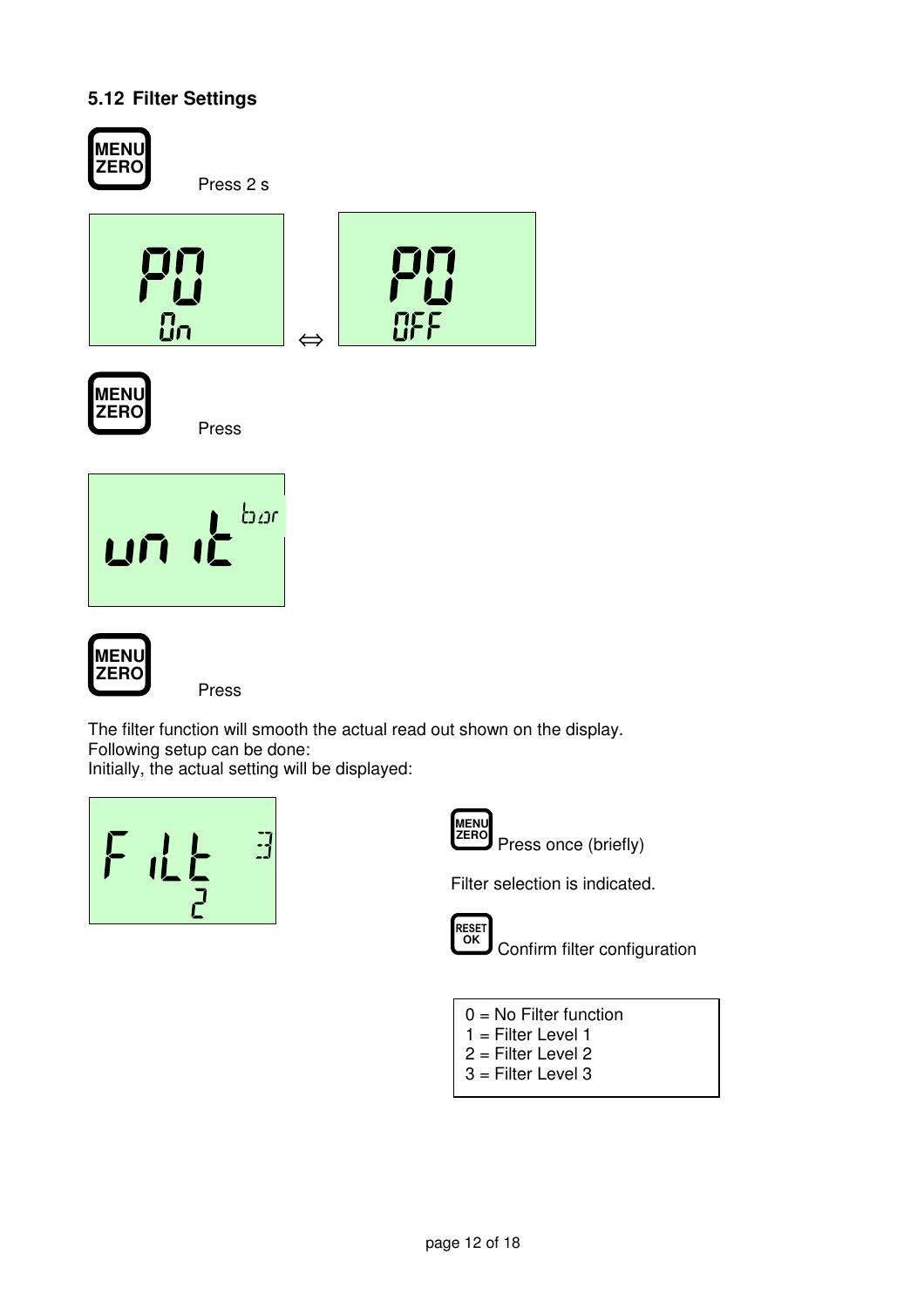## 5.12 Filter Settings

MENU ZERO Press 2 s

PO On ⇔ PO OFF

MENU ZERO Press

unit bar

MENU ZERO Press

The filter function will smooth the actual read out shown on the display.
Following setup can be done:
Initially, the actual setting will be displayed:

FiLt 3
2

MENU ZERO Press once (briefly)

Filter selection is indicated.

RESET OK Confirm filter configuration

0 = No Filter function
1 = Filter Level 1
2 = Filter Level 2
3 = Filter Level 3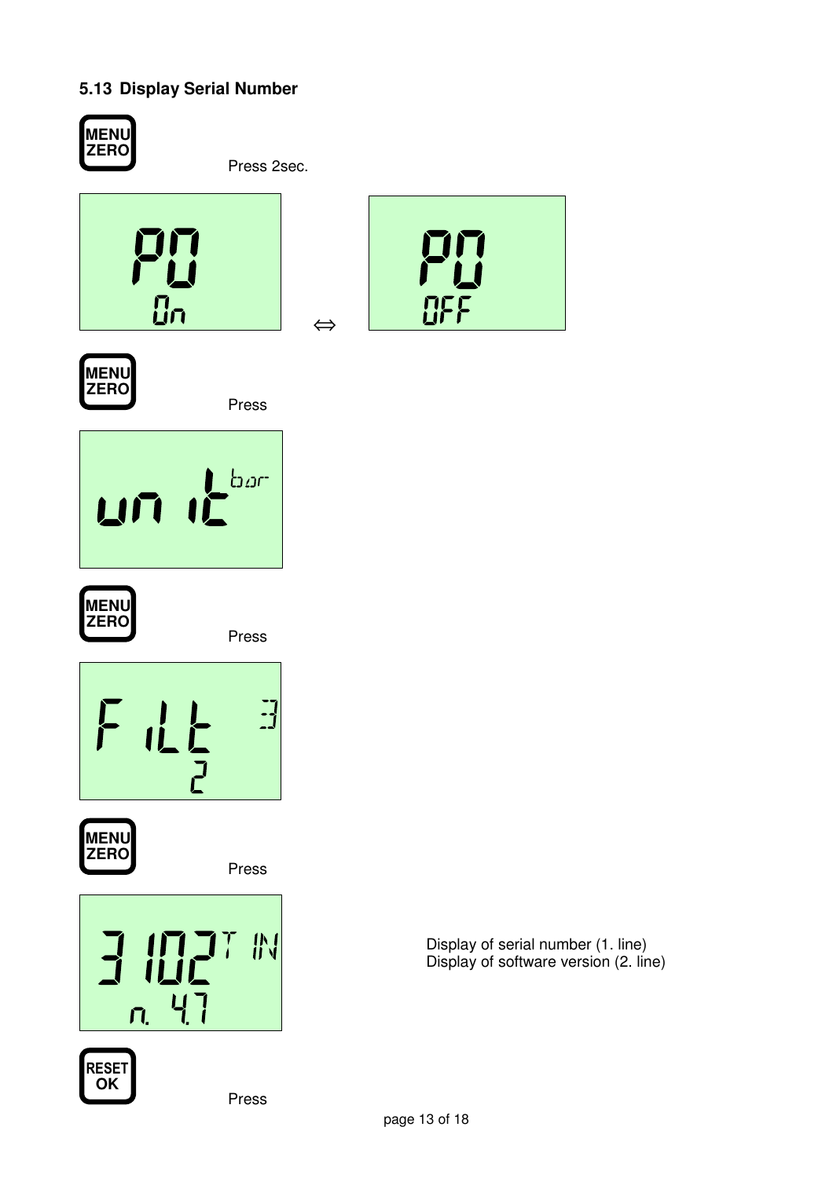## 5.13 Display Serial Number

MENU ZERO

Press 2sec.

PO On ⇔ PO OFF

MENU ZERO

Press

unit bar

MENU ZERO

Press

FiLt 3 2

MENU ZERO

Press

3102 TIN n. 4.7

Display of serial number (1. line)
Display of software version (2. line)

RESET OK

Press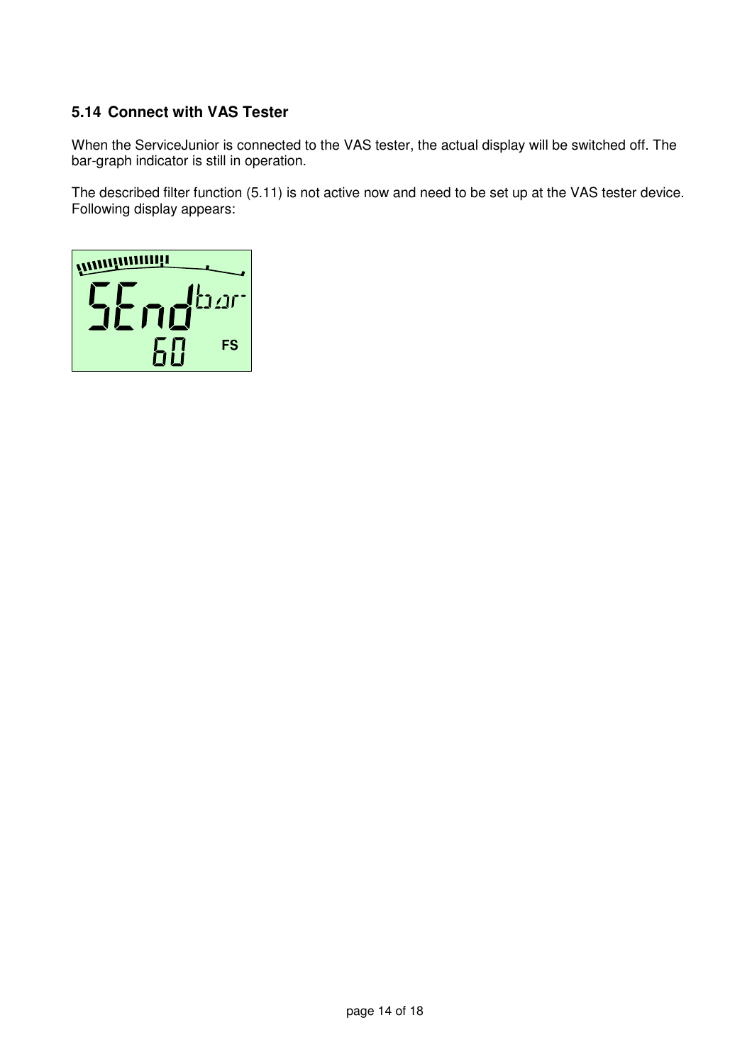## 5.14 Connect with VAS Tester

When the ServiceJunior is connected to the VAS tester, the actual display will be switched off. The bar-graph indicator is still in operation.

The described filter function (5.11) is not active now and need to be set up at the VAS tester device. Following display appears: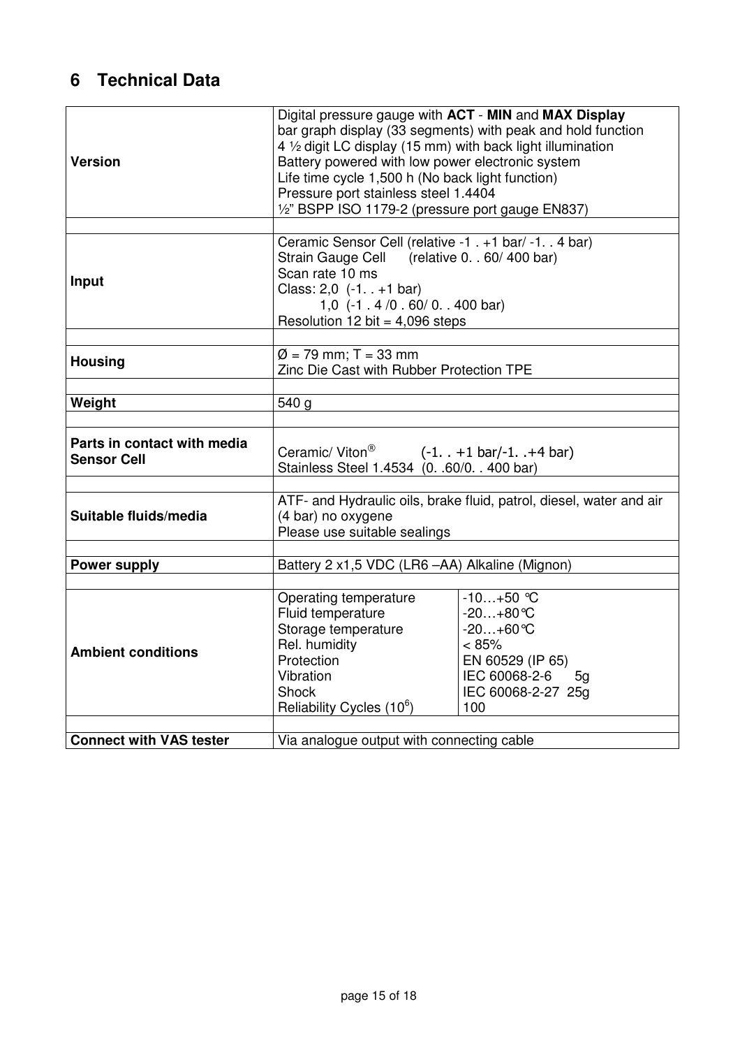# 6 Technical Data

| | |
|---|---|
| **Version** | Digital pressure gauge with **ACT** - **MIN** and **MAX Display**<br>bar graph display (33 segments) with peak and hold function<br>4 ½ digit LC display (15 mm) with back light illumination<br>Battery powered with low power electronic system<br>Life time cycle 1,500 h (No back light function)<br>Pressure port stainless steel 1.4404<br>½" BSPP ISO 1179-2 (pressure port gauge EN837) |
| | |
| **Input** | Ceramic Sensor Cell (relative -1 . +1 bar/ -1. . 4 bar)<br>Strain Gauge Cell (relative 0. . 60/ 400 bar)<br>Scan rate 10 ms<br>Class: 2,0 (-1. . +1 bar)<br>1,0 (-1 . 4 /0 . 60/ 0. . 400 bar)<br>Resolution 12 bit = 4,096 steps |
| | |
| **Housing** | Ø = 79 mm; T = 33 mm<br>Zinc Die Cast with Rubber Protection TPE |
| | |
| **Weight** | 540 g |
| | |
| **Parts in contact with media Sensor Cell** | Ceramic/ Viton® (-1. . +1 bar/-1. .+4 bar)<br>Stainless Steel 1.4534 (0. .60/0. . 400 bar) |
| | |
| **Suitable fluids/media** | ATF- and Hydraulic oils, brake fluid, patrol, diesel, water and air (4 bar) no oxygene<br>Please use suitable sealings |
| | |
| **Power supply** | Battery 2 x1,5 VDC (LR6 –AA) Alkaline (Mignon) |
| | |
| **Ambient conditions** | Operating temperature: -10…+50 °C<br>Fluid temperature: -20…+80°C<br>Storage temperature: -20…+60°C<br>Rel. humidity: < 85%<br>Protection: EN 60529 (IP 65)<br>Vibration: IEC 60068-2-6 5g<br>Shock: IEC 60068-2-27 25g<br>Reliability Cycles ($10^6$): 100 |
| | |
| **Connect with VAS tester** | Via analogue output with connecting cable |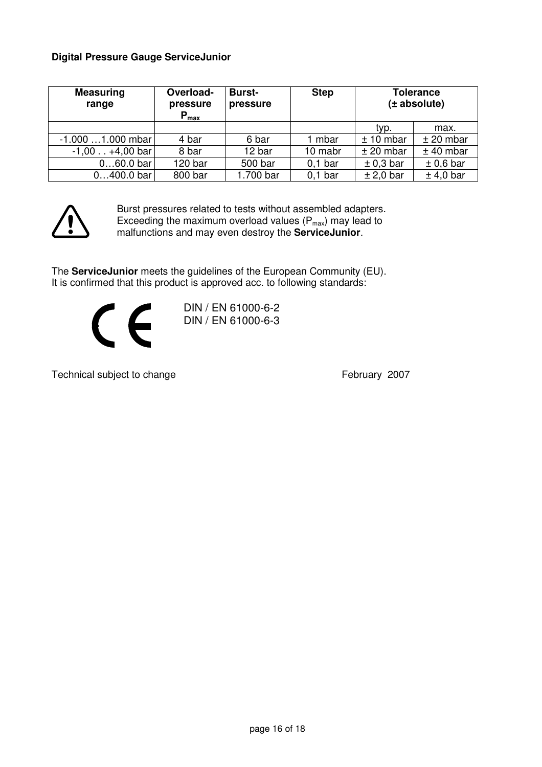**Digital Pressure Gauge ServiceJunior**

| Measuring range | Overload-pressure $P_{max}$ | Burst-pressure | Step | Tolerance (± absolute) | |
|---|---|---|---|---|---|
| | | | | typ. | max. |
| -1.000 …1.000 mbar | 4 bar | 6 bar | 1 mbar | ± 10 mbar | ± 20 mbar |
| -1,00 . . +4,00 bar | 8 bar | 12 bar | 10 mabr | ± 20 mbar | ± 40 mbar |
| 0…60.0 bar | 120 bar | 500 bar | 0,1 bar | ± 0,3 bar | ± 0,6 bar |
| 0…400.0 bar | 800 bar | 1.700 bar | 0,1 bar | ± 2,0 bar | ± 4,0 bar |

Burst pressures related to tests without assembled adapters. Exceeding the maximum overload values ($P_{max}$) may lead to malfunctions and may even destroy the **ServiceJunior**.

The **ServiceJunior** meets the guidelines of the European Community (EU). It is confirmed that this product is approved acc. to following standards:

DIN / EN 61000-6-2
DIN / EN 61000-6-3

Technical subject to change February 2007